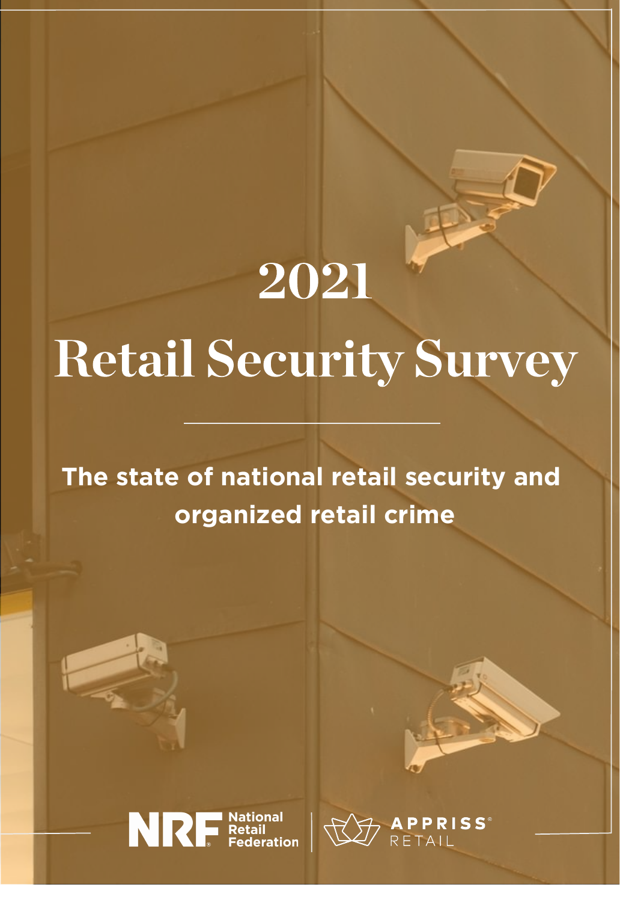# 2021

# Retail Security Survey

**The state of national retail security and organized retail crime**

NRF National Retail Federation | APPRISS RETAIL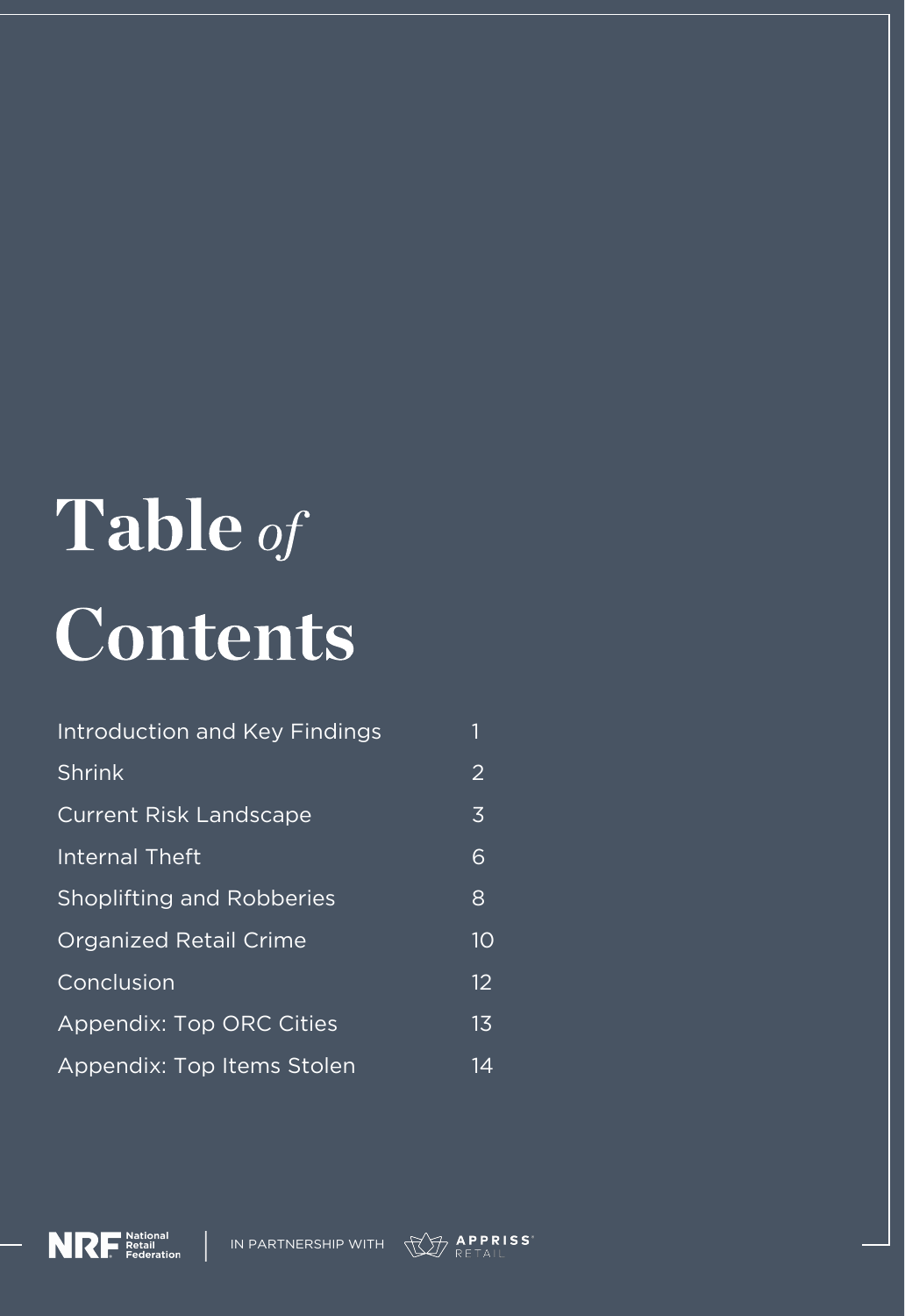# Table *of* Contents

| | |
|---|---|
| Introduction and Key Findings | 1 |
| Shrink | 2 |
| Current Risk Landscape | 3 |
| Internal Theft | 6 |
| Shoplifting and Robberies | 8 |
| Organized Retail Crime | 10 |
| Conclusion | 12 |
| Appendix: Top ORC Cities | 13 |
| Appendix: Top Items Stolen | 14 |

NRF National Retail Federation | IN PARTNERSHIP WITH APPRISS RETAIL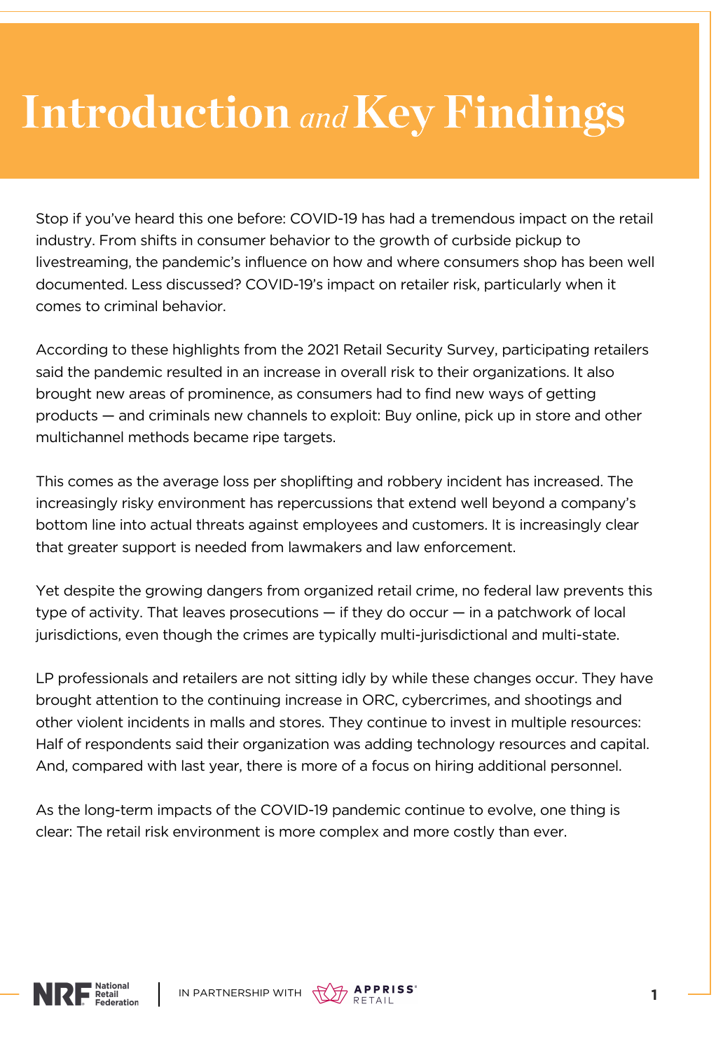# Introduction *and* Key Findings

Stop if you've heard this one before: COVID-19 has had a tremendous impact on the retail industry. From shifts in consumer behavior to the growth of curbside pickup to livestreaming, the pandemic's influence on how and where consumers shop has been well documented. Less discussed? COVID-19's impact on retailer risk, particularly when it comes to criminal behavior.

According to these highlights from the 2021 Retail Security Survey, participating retailers said the pandemic resulted in an increase in overall risk to their organizations. It also brought new areas of prominence, as consumers had to find new ways of getting products — and criminals new channels to exploit: Buy online, pick up in store and other multichannel methods became ripe targets.

This comes as the average loss per shoplifting and robbery incident has increased. The increasingly risky environment has repercussions that extend well beyond a company's bottom line into actual threats against employees and customers. It is increasingly clear that greater support is needed from lawmakers and law enforcement.

Yet despite the growing dangers from organized retail crime, no federal law prevents this type of activity. That leaves prosecutions — if they do occur — in a patchwork of local jurisdictions, even though the crimes are typically multi-jurisdictional and multi-state.

LP professionals and retailers are not sitting idly by while these changes occur. They have brought attention to the continuing increase in ORC, cybercrimes, and shootings and other violent incidents in malls and stores. They continue to invest in multiple resources: Half of respondents said their organization was adding technology resources and capital. And, compared with last year, there is more of a focus on hiring additional personnel.

As the long-term impacts of the COVID-19 pandemic continue to evolve, one thing is clear: The retail risk environment is more complex and more costly than ever.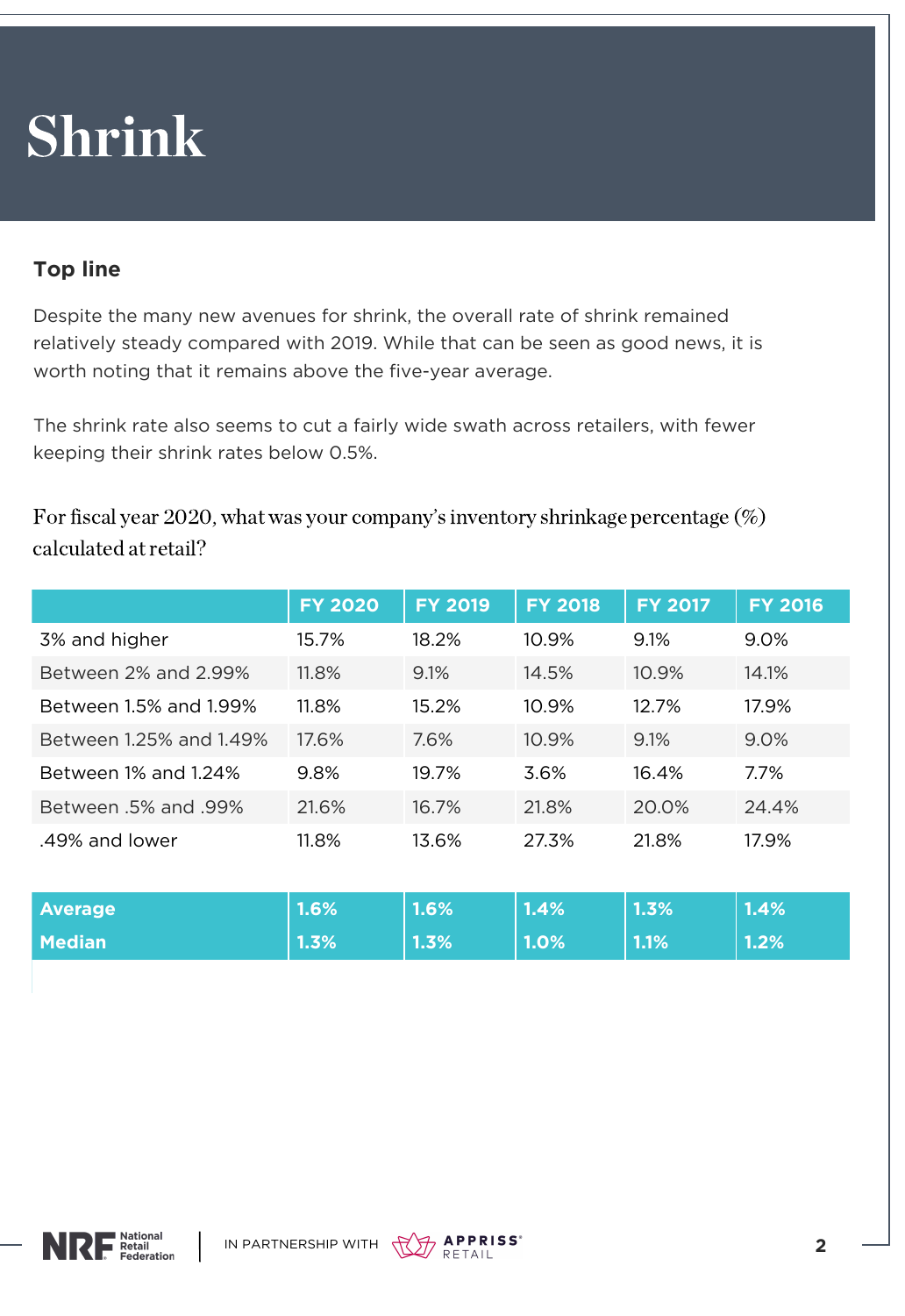# Shrink

## Top line

Despite the many new avenues for shrink, the overall rate of shrink remained relatively steady compared with 2019. While that can be seen as good news, it is worth noting that it remains above the five-year average.

The shrink rate also seems to cut a fairly wide swath across retailers, with fewer keeping their shrink rates below 0.5%.

### For fiscal year 2020, what was your company's inventory shrinkage percentage (%) calculated at retail?

| | FY 2020 | FY 2019 | FY 2018 | FY 2017 | FY 2016 |
|---|---|---|---|---|---|
| 3% and higher | 15.7% | 18.2% | 10.9% | 9.1% | 9.0% |
| Between 2% and 2.99% | 11.8% | 9.1% | 14.5% | 10.9% | 14.1% |
| Between 1.5% and 1.99% | 11.8% | 15.2% | 10.9% | 12.7% | 17.9% |
| Between 1.25% and 1.49% | 17.6% | 7.6% | 10.9% | 9.1% | 9.0% |
| Between 1% and 1.24% | 9.8% | 19.7% | 3.6% | 16.4% | 7.7% |
| Between .5% and .99% | 21.6% | 16.7% | 21.8% | 20.0% | 24.4% |
| .49% and lower | 11.8% | 13.6% | 27.3% | 21.8% | 17.9% |
| **Average** | **1.6%** | **1.6%** | **1.4%** | **1.3%** | **1.4%** |
| **Median** | **1.3%** | **1.3%** | **1.0%** | **1.1%** | **1.2%** |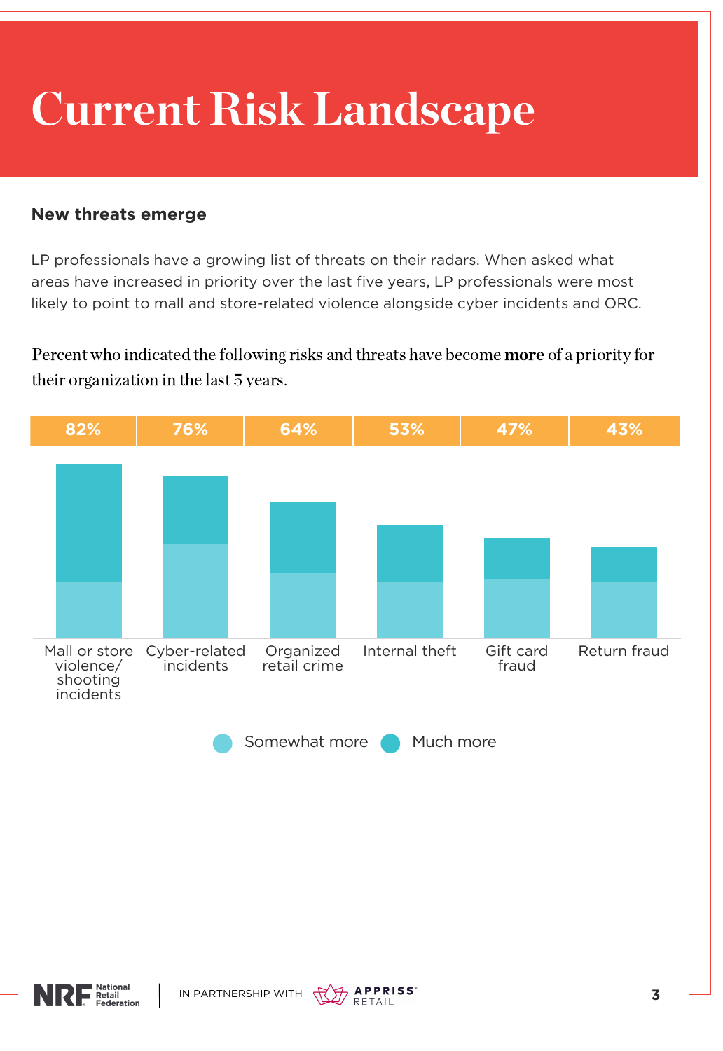# Current Risk Landscape

### New threats emerge

LP professionals have a growing list of threats on their radars. When asked what areas have increased in priority over the last five years, LP professionals were most likely to point to mall and store-related violence alongside cyber incidents and ORC.

Percent who indicated the following risks and threats have become **more** of a priority for their organization in the last 5 years.

| Risk/Threat | Total (Somewhat more + Much more) |
|---|---|
| Mall or store violence/ shooting incidents | 82% |
| Cyber-related incidents | 76% |
| Organized retail crime | 64% |
| Internal theft | 53% |
| Gift card fraud | 47% |
| Return fraud | 43% |

Somewhat more | Much more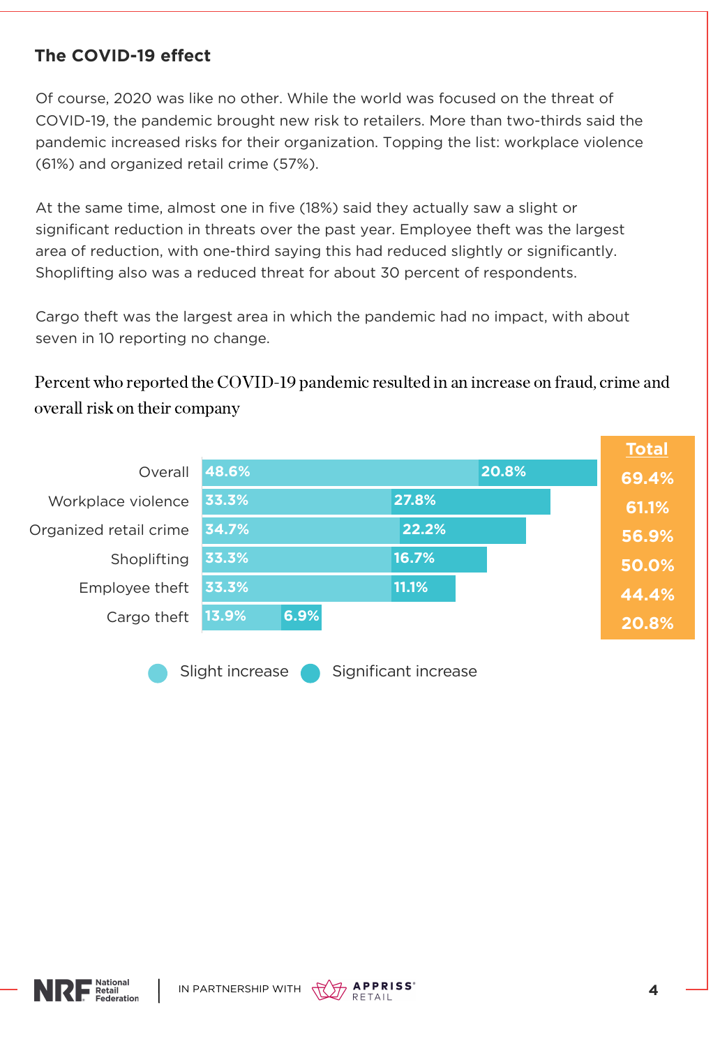### The COVID-19 effect

Of course, 2020 was like no other. While the world was focused on the threat of COVID-19, the pandemic brought new risk to retailers. More than two-thirds said the pandemic increased risks for their organization. Topping the list: workplace violence (61%) and organized retail crime (57%).

At the same time, almost one in five (18%) said they actually saw a slight or significant reduction in threats over the past year. Employee theft was the largest area of reduction, with one-third saying this had reduced slightly or significantly. Shoplifting also was a reduced threat for about 30 percent of respondents.

Cargo theft was the largest area in which the pandemic had no impact, with about seven in 10 reporting no change.

Percent who reported the COVID-19 pandemic resulted in an increase on fraud, crime and overall risk on their company

| | Slight increase | Significant increase | Total |
|---|---|---|---|
| Overall | 48.6% | 20.8% | 69.4% |
| Workplace violence | 33.3% | 27.8% | 61.1% |
| Organized retail crime | 34.7% | 22.2% | 56.9% |
| Shoplifting | 33.3% | 16.7% | 50.0% |
| Employee theft | 33.3% | 11.1% | 44.4% |
| Cargo theft | 13.9% | 6.9% | 20.8% |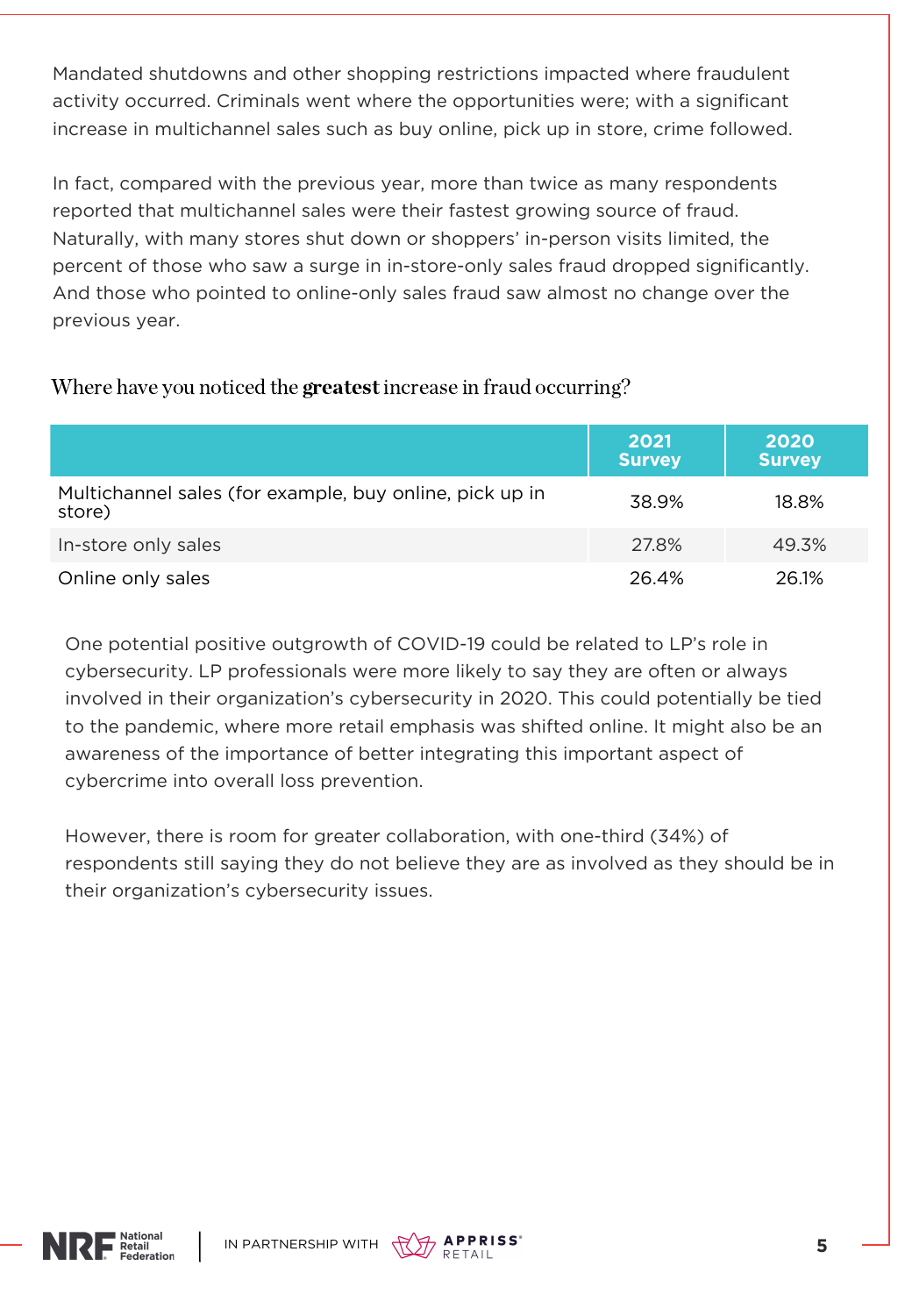Mandated shutdowns and other shopping restrictions impacted where fraudulent activity occurred. Criminals went where the opportunities were; with a significant increase in multichannel sales such as buy online, pick up in store, crime followed.

In fact, compared with the previous year, more than twice as many respondents reported that multichannel sales were their fastest growing source of fraud. Naturally, with many stores shut down or shoppers' in-person visits limited, the percent of those who saw a surge in in-store-only sales fraud dropped significantly. And those who pointed to online-only sales fraud saw almost no change over the previous year.

### Where have you noticed the **greatest** increase in fraud occurring?

| | 2021 Survey | 2020 Survey |
|---|---|---|
| Multichannel sales (for example, buy online, pick up in store) | 38.9% | 18.8% |
| In-store only sales | 27.8% | 49.3% |
| Online only sales | 26.4% | 26.1% |

One potential positive outgrowth of COVID-19 could be related to LP's role in cybersecurity. LP professionals were more likely to say they are often or always involved in their organization's cybersecurity in 2020. This could potentially be tied to the pandemic, where more retail emphasis was shifted online. It might also be an awareness of the importance of better integrating this important aspect of cybercrime into overall loss prevention.

However, there is room for greater collaboration, with one-third (34%) of respondents still saying they do not believe they are as involved as they should be in their organization's cybersecurity issues.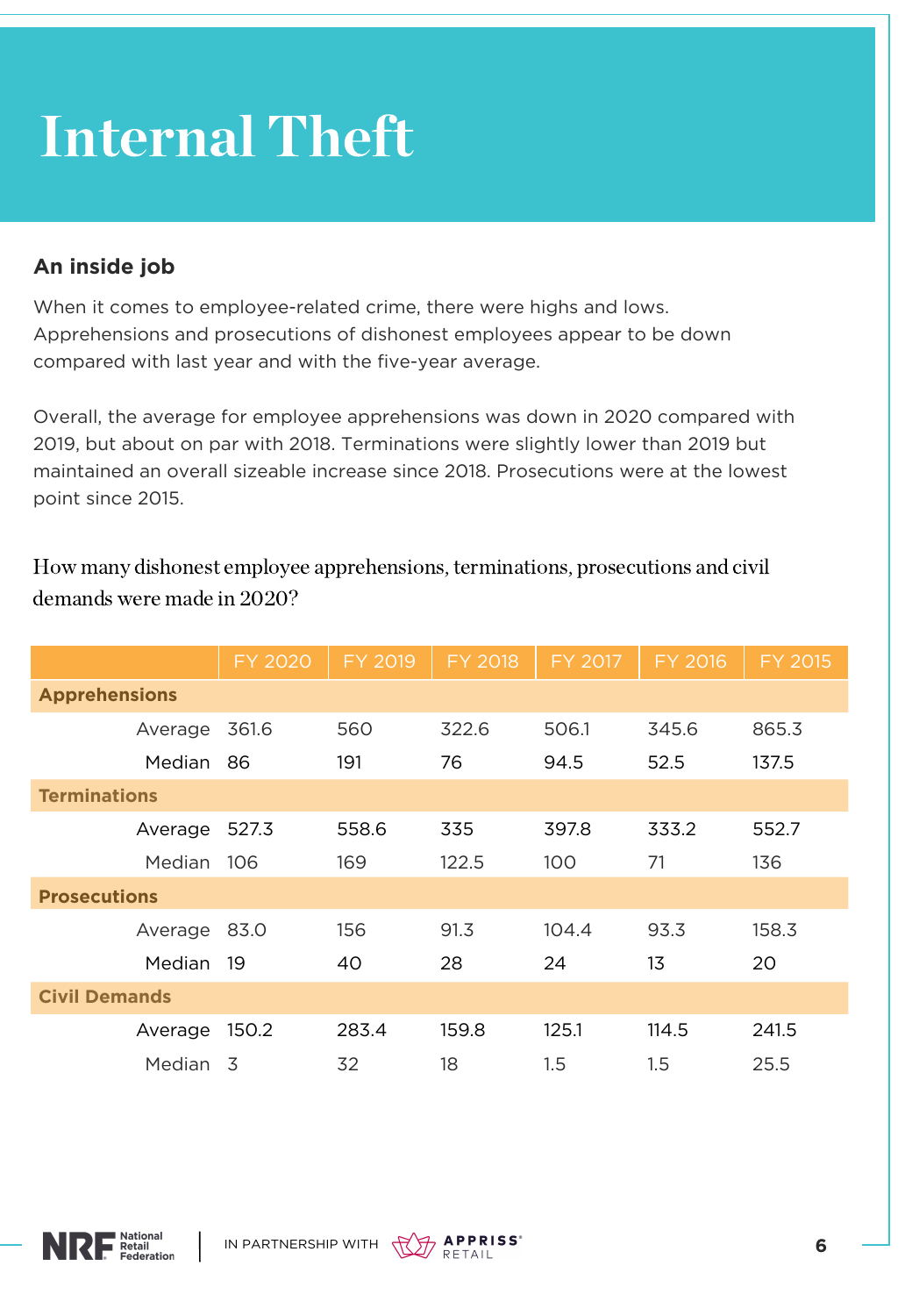# Internal Theft

## An inside job

When it comes to employee-related crime, there were highs and lows. Apprehensions and prosecutions of dishonest employees appear to be down compared with last year and with the five-year average.

Overall, the average for employee apprehensions was down in 2020 compared with 2019, but about on par with 2018. Terminations were slightly lower than 2019 but maintained an overall sizeable increase since 2018. Prosecutions were at the lowest point since 2015.

### How many dishonest employee apprehensions, terminations, prosecutions and civil demands were made in 2020?

| | FY 2020 | FY 2019 | FY 2018 | FY 2017 | FY 2016 | FY 2015 |
|---|---|---|---|---|---|---|
| **Apprehensions** | | | | | | |
| Average | 361.6 | 560 | 322.6 | 506.1 | 345.6 | 865.3 |
| Median | 86 | 191 | 76 | 94.5 | 52.5 | 137.5 |
| **Terminations** | | | | | | |
| Average | 527.3 | 558.6 | 335 | 397.8 | 333.2 | 552.7 |
| Median | 106 | 169 | 122.5 | 100 | 71 | 136 |
| **Prosecutions** | | | | | | |
| Average | 83.0 | 156 | 91.3 | 104.4 | 93.3 | 158.3 |
| Median | 19 | 40 | 28 | 24 | 13 | 20 |
| **Civil Demands** | | | | | | |
| Average | 150.2 | 283.4 | 159.8 | 125.1 | 114.5 | 241.5 |
| Median | 3 | 32 | 18 | 1.5 | 1.5 | 25.5 |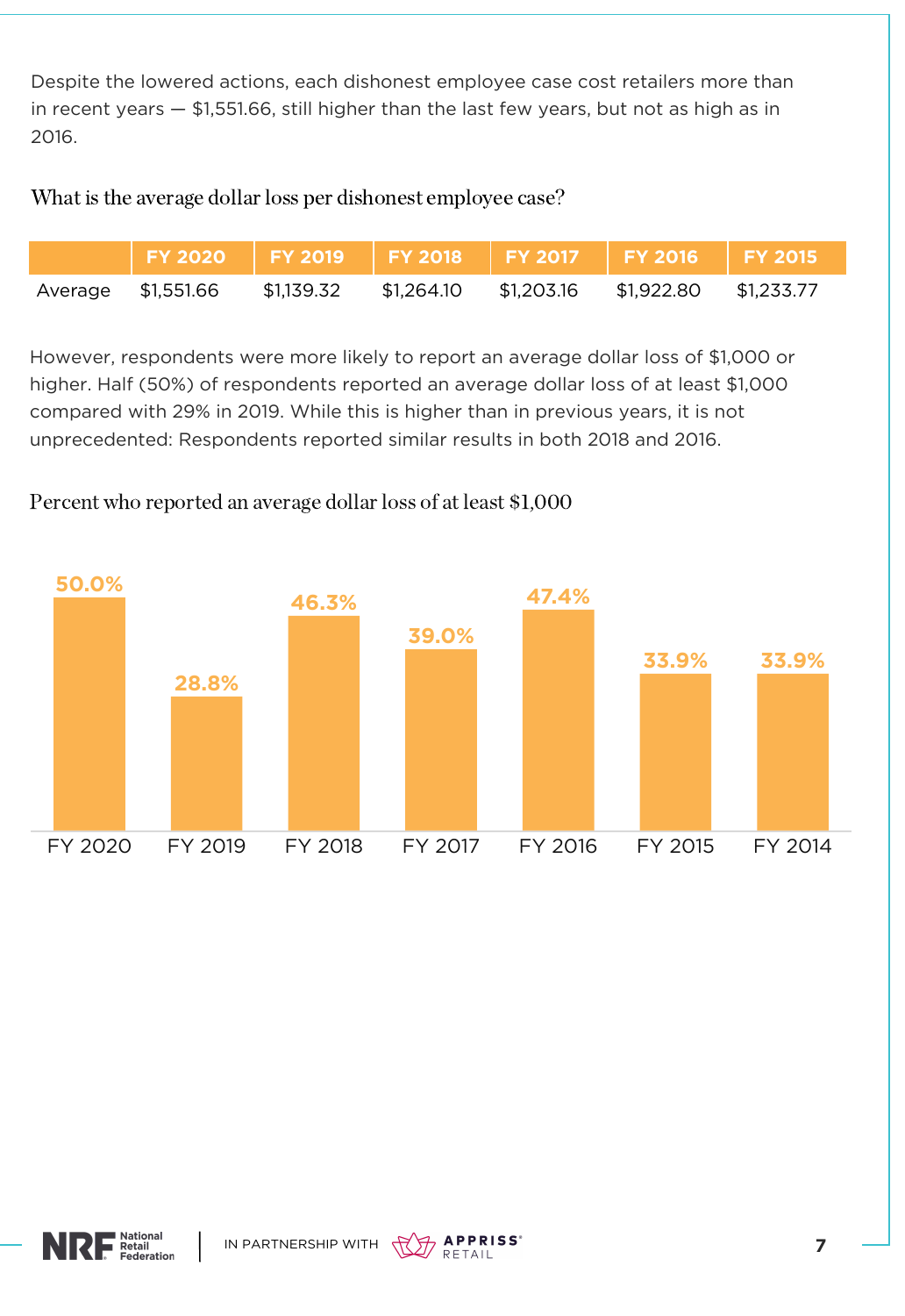Despite the lowered actions, each dishonest employee case cost retailers more than in recent years — $1,551.66, still higher than the last few years, but not as high as in 2016.

### What is the average dollar loss per dishonest employee case?

| | FY 2020 | FY 2019 | FY 2018 | FY 2017 | FY 2016 | FY 2015 |
|---|---|---|---|---|---|---|
| Average | $1,551.66 | $1,139.32 | $1,264.10 | $1,203.16 | $1,922.80 | $1,233.77 |

However, respondents were more likely to report an average dollar loss of $1,000 or higher. Half (50%) of respondents reported an average dollar loss of at least $1,000 compared with 29% in 2019. While this is higher than in previous years, it is not unprecedented: Respondents reported similar results in both 2018 and 2016.

### Percent who reported an average dollar loss of at least $1,000

| FY 2020 | FY 2019 | FY 2018 | FY 2017 | FY 2016 | FY 2015 | FY 2014 |
|---|---|---|---|---|---|---|
| 50.0% | 28.8% | 46.3% | 39.0% | 47.4% | 33.9% | 33.9% |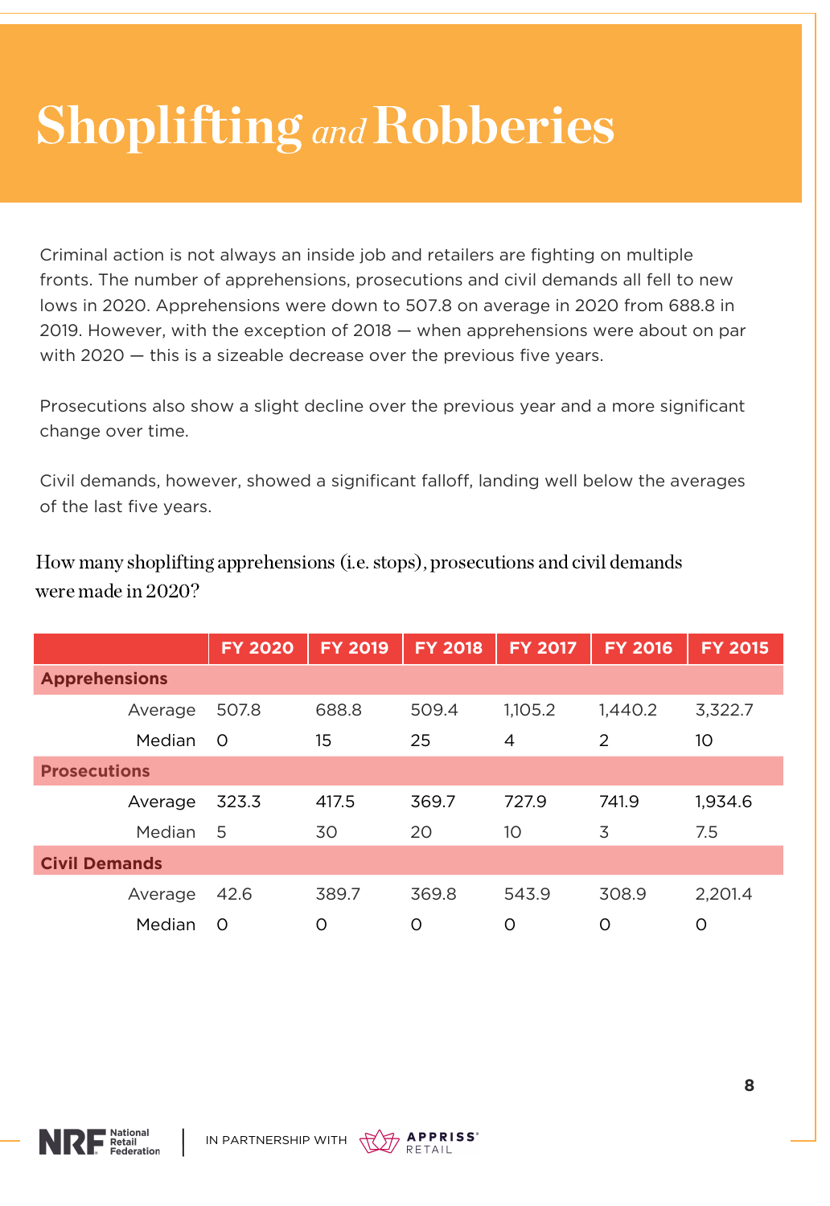# Shoplifting *and* Robberies

Criminal action is not always an inside job and retailers are fighting on multiple fronts. The number of apprehensions, prosecutions and civil demands all fell to new lows in 2020. Apprehensions were down to 507.8 on average in 2020 from 688.8 in 2019. However, with the exception of 2018 — when apprehensions were about on par with 2020 — this is a sizeable decrease over the previous five years.

Prosecutions also show a slight decline over the previous year and a more significant change over time.

Civil demands, however, showed a significant falloff, landing well below the averages of the last five years.

How many shoplifting apprehensions (i.e. stops), prosecutions and civil demands were made in 2020?

| | FY 2020 | FY 2019 | FY 2018 | FY 2017 | FY 2016 | FY 2015 |
|---|---|---|---|---|---|---|
| **Apprehensions** | | | | | | |
| Average | 507.8 | 688.8 | 509.4 | 1,105.2 | 1,440.2 | 3,322.7 |
| Median | 0 | 15 | 25 | 4 | 2 | 10 |
| **Prosecutions** | | | | | | |
| Average | 323.3 | 417.5 | 369.7 | 727.9 | 741.9 | 1,934.6 |
| Median | 5 | 30 | 20 | 10 | 3 | 7.5 |
| **Civil Demands** | | | | | | |
| Average | 42.6 | 389.7 | 369.8 | 543.9 | 308.9 | 2,201.4 |
| Median | 0 | 0 | 0 | 0 | 0 | 0 |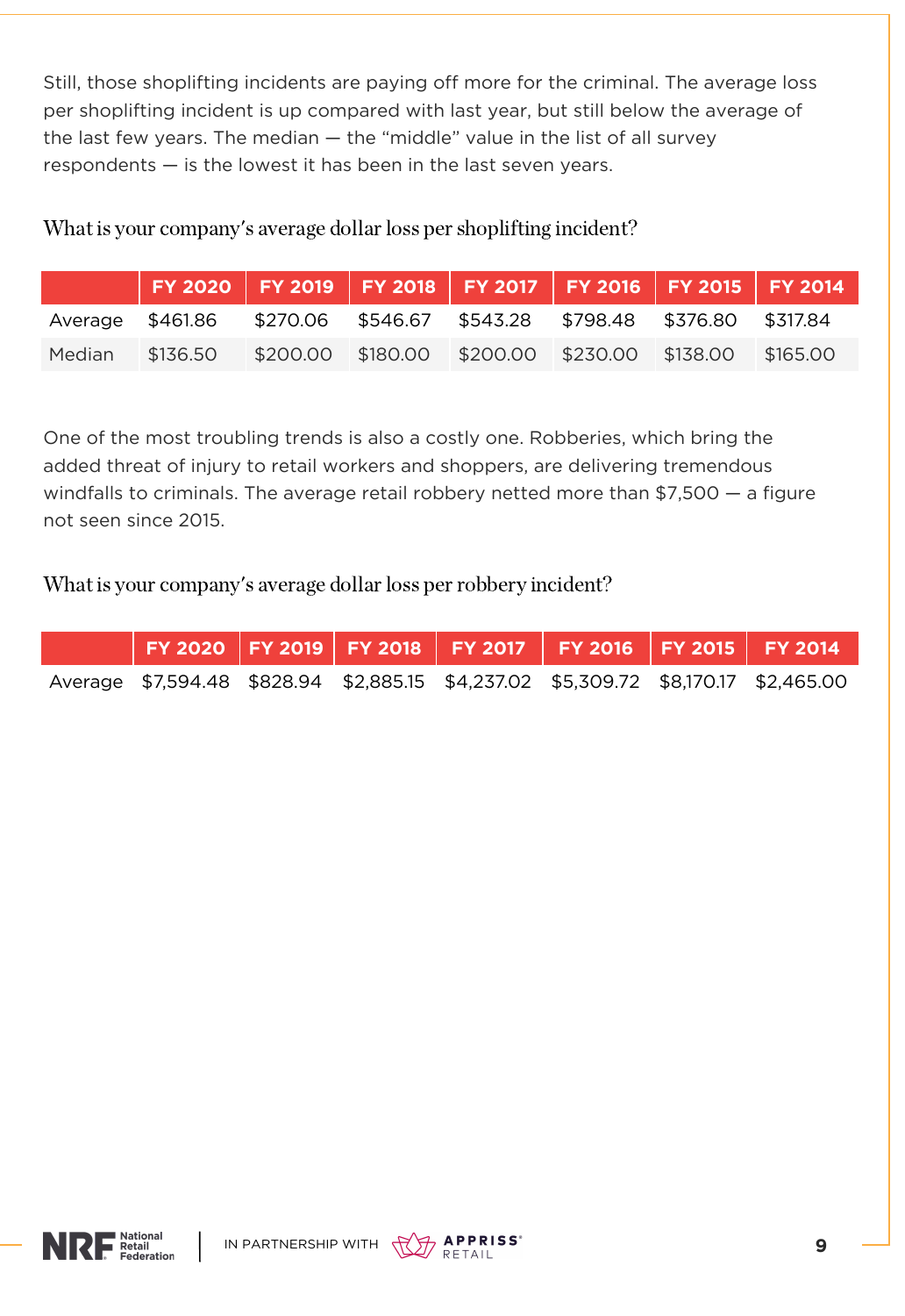Still, those shoplifting incidents are paying off more for the criminal. The average loss per shoplifting incident is up compared with last year, but still below the average of the last few years. The median — the "middle" value in the list of all survey respondents — is the lowest it has been in the last seven years.

### What is your company's average dollar loss per shoplifting incident?

| | FY 2020 | FY 2019 | FY 2018 | FY 2017 | FY 2016 | FY 2015 | FY 2014 |
|---|---|---|---|---|---|---|---|
| Average | $461.86 | $270.06 | $546.67 | $543.28 | $798.48 | $376.80 | $317.84 |
| Median | $136.50 | $200.00 | $180.00 | $200.00 | $230.00 | $138.00 | $165.00 |

One of the most troubling trends is also a costly one. Robberies, which bring the added threat of injury to retail workers and shoppers, are delivering tremendous windfalls to criminals. The average retail robbery netted more than $7,500 — a figure not seen since 2015.

### What is your company's average dollar loss per robbery incident?

| | FY 2020 | FY 2019 | FY 2018 | FY 2017 | FY 2016 | FY 2015 | FY 2014 |
|---|---|---|---|---|---|---|---|
| Average | $7,594.48 | $828.94 | $2,885.15 | $4,237.02 | $5,309.72 | $8,170.17 | $2,465.00 |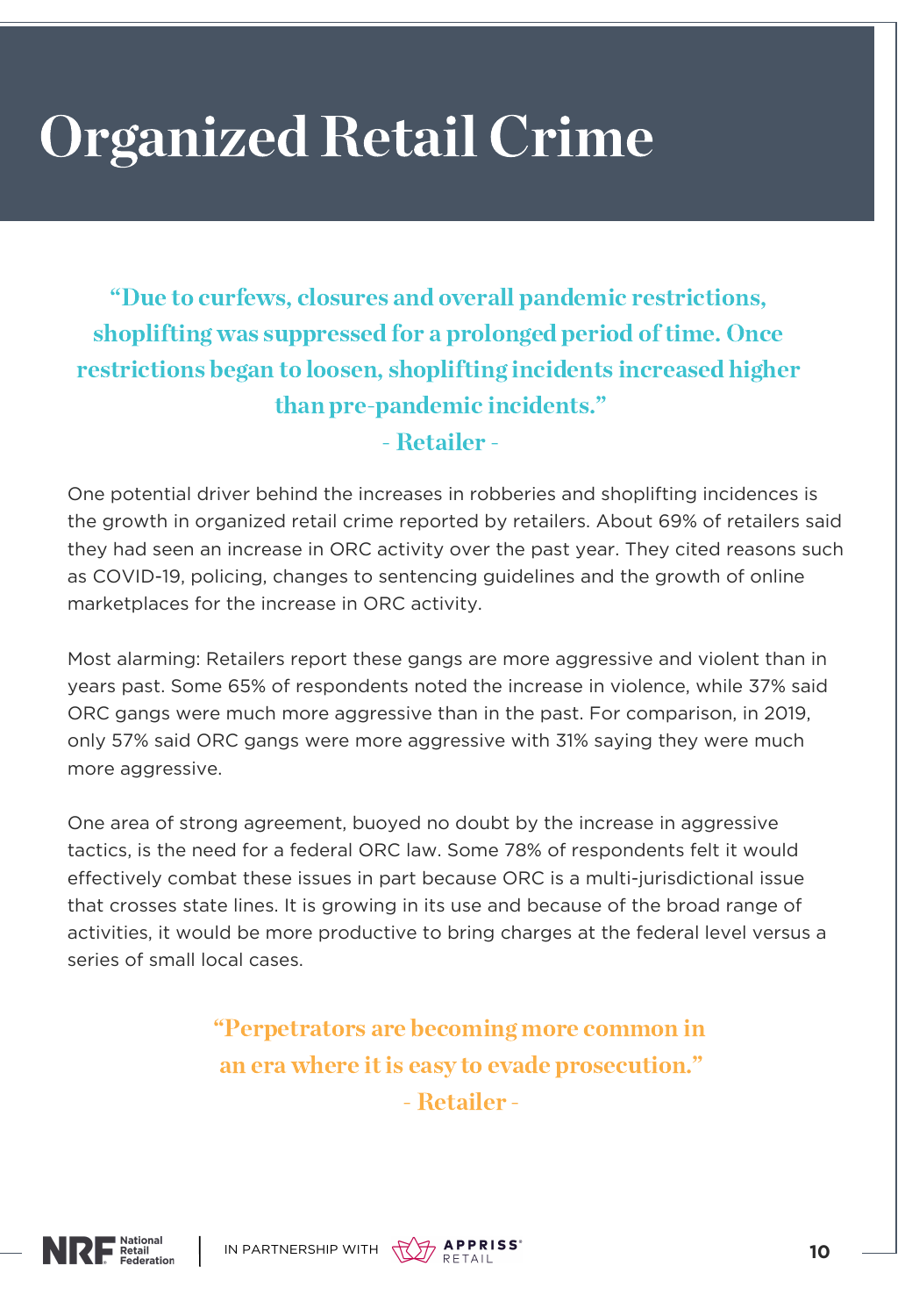# Organized Retail Crime

> "Due to curfews, closures and overall pandemic restrictions, shoplifting was suppressed for a prolonged period of time. Once restrictions began to loosen, shoplifting incidents increased higher than pre-pandemic incidents."
>
> \- Retailer -

One potential driver behind the increases in robberies and shoplifting incidences is the growth in organized retail crime reported by retailers. About 69% of retailers said they had seen an increase in ORC activity over the past year. They cited reasons such as COVID-19, policing, changes to sentencing guidelines and the growth of online marketplaces for the increase in ORC activity.

Most alarming: Retailers report these gangs are more aggressive and violent than in years past. Some 65% of respondents noted the increase in violence, while 37% said ORC gangs were much more aggressive than in the past. For comparison, in 2019, only 57% said ORC gangs were more aggressive with 31% saying they were much more aggressive.

One area of strong agreement, buoyed no doubt by the increase in aggressive tactics, is the need for a federal ORC law. Some 78% of respondents felt it would effectively combat these issues in part because ORC is a multi-jurisdictional issue that crosses state lines. It is growing in its use and because of the broad range of activities, it would be more productive to bring charges at the federal level versus a series of small local cases.

> "Perpetrators are becoming more common in an era where it is easy to evade prosecution."
>
> \- Retailer -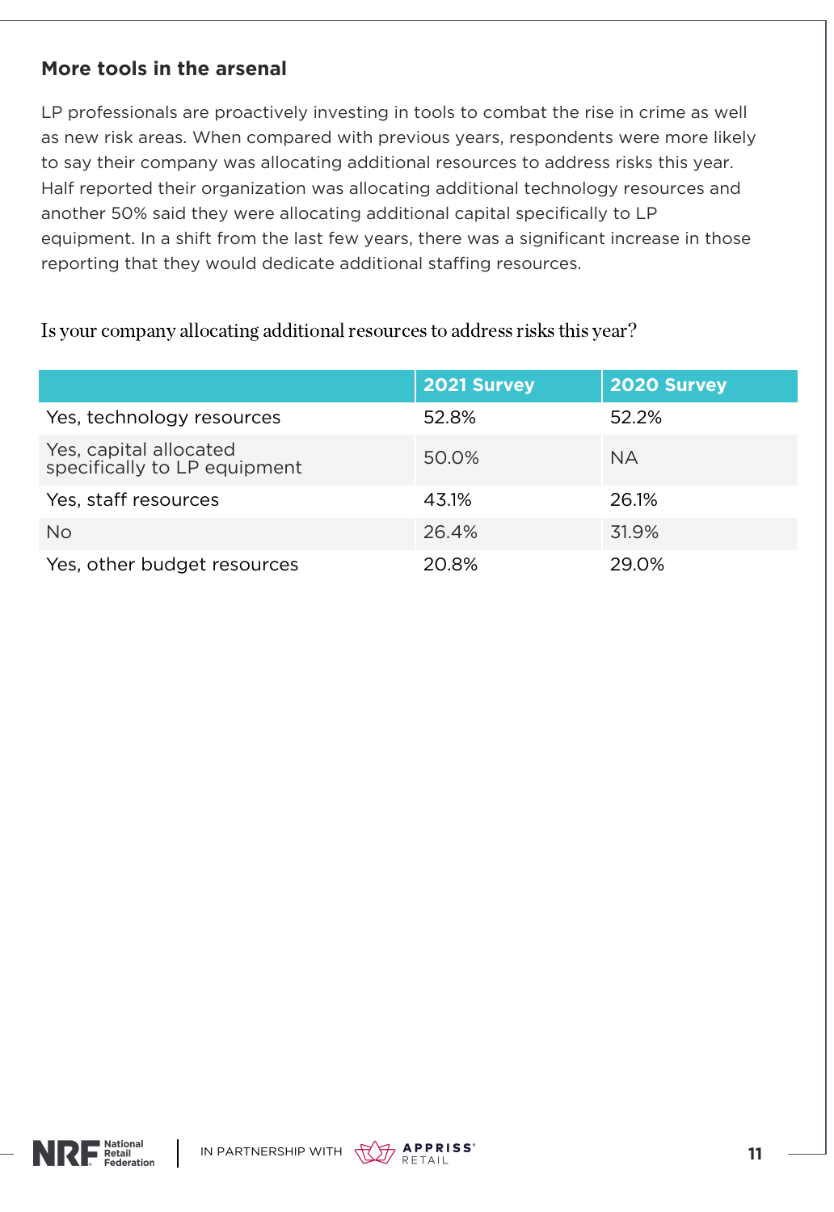### More tools in the arsenal

LP professionals are proactively investing in tools to combat the rise in crime as well as new risk areas. When compared with previous years, respondents were more likely to say their company was allocating additional resources to address risks this year. Half reported their organization was allocating additional technology resources and another 50% said they were allocating additional capital specifically to LP equipment. In a shift from the last few years, there was a significant increase in those reporting that they would dedicate additional staffing resources.

Is your company allocating additional resources to address risks this year?

| | 2021 Survey | 2020 Survey |
|---|---|---|
| Yes, technology resources | 52.8% | 52.2% |
| Yes, capital allocated specifically to LP equipment | 50.0% | NA |
| Yes, staff resources | 43.1% | 26.1% |
| No | 26.4% | 31.9% |
| Yes, other budget resources | 20.8% | 29.0% |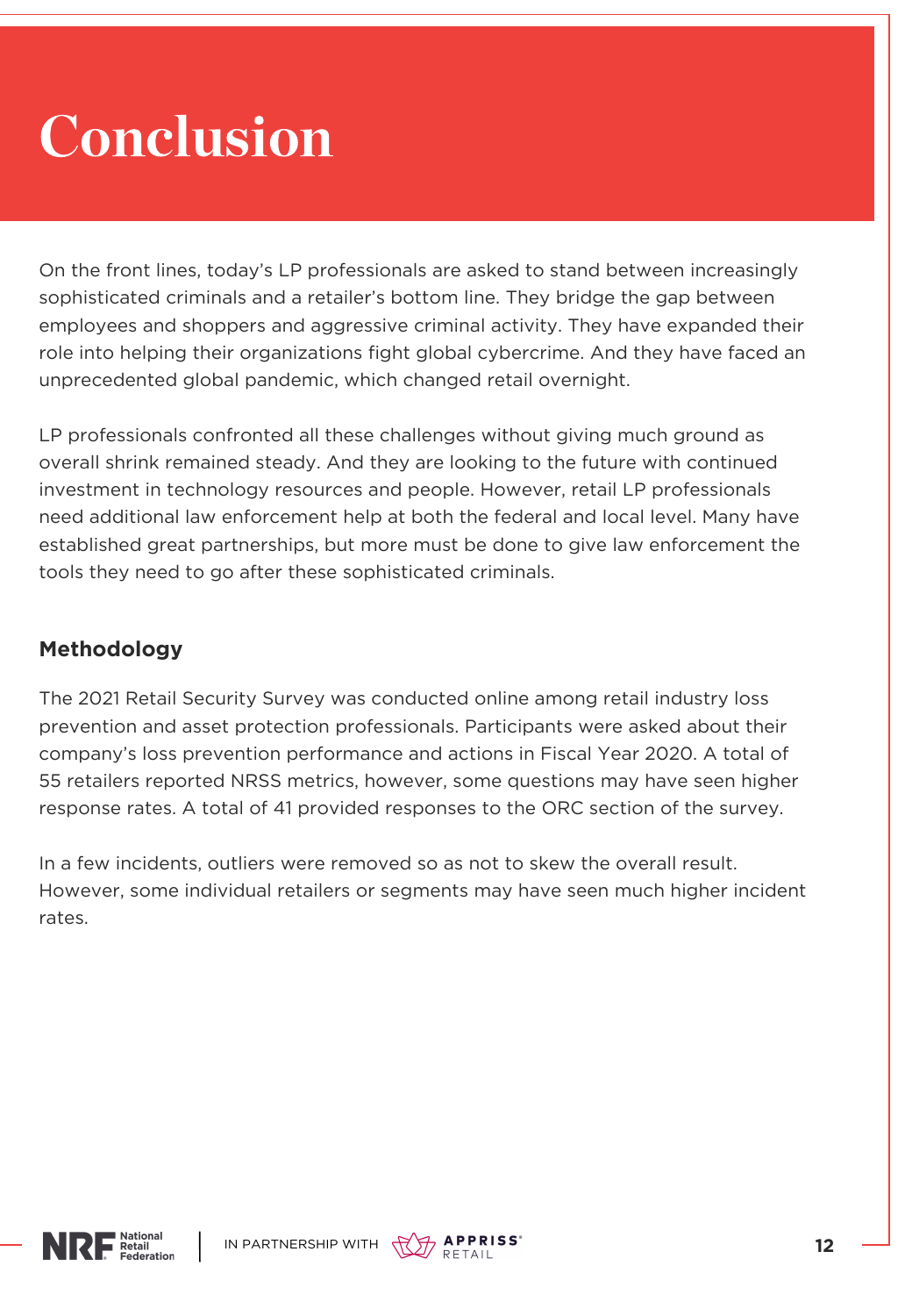# Conclusion

On the front lines, today's LP professionals are asked to stand between increasingly sophisticated criminals and a retailer's bottom line. They bridge the gap between employees and shoppers and aggressive criminal activity. They have expanded their role into helping their organizations fight global cybercrime. And they have faced an unprecedented global pandemic, which changed retail overnight.

LP professionals confronted all these challenges without giving much ground as overall shrink remained steady. And they are looking to the future with continued investment in technology resources and people. However, retail LP professionals need additional law enforcement help at both the federal and local level. Many have established great partnerships, but more must be done to give law enforcement the tools they need to go after these sophisticated criminals.

## Methodology

The 2021 Retail Security Survey was conducted online among retail industry loss prevention and asset protection professionals. Participants were asked about their company's loss prevention performance and actions in Fiscal Year 2020. A total of 55 retailers reported NRSS metrics, however, some questions may have seen higher response rates. A total of 41 provided responses to the ORC section of the survey.

In a few incidents, outliers were removed so as not to skew the overall result. However, some individual retailers or segments may have seen much higher incident rates.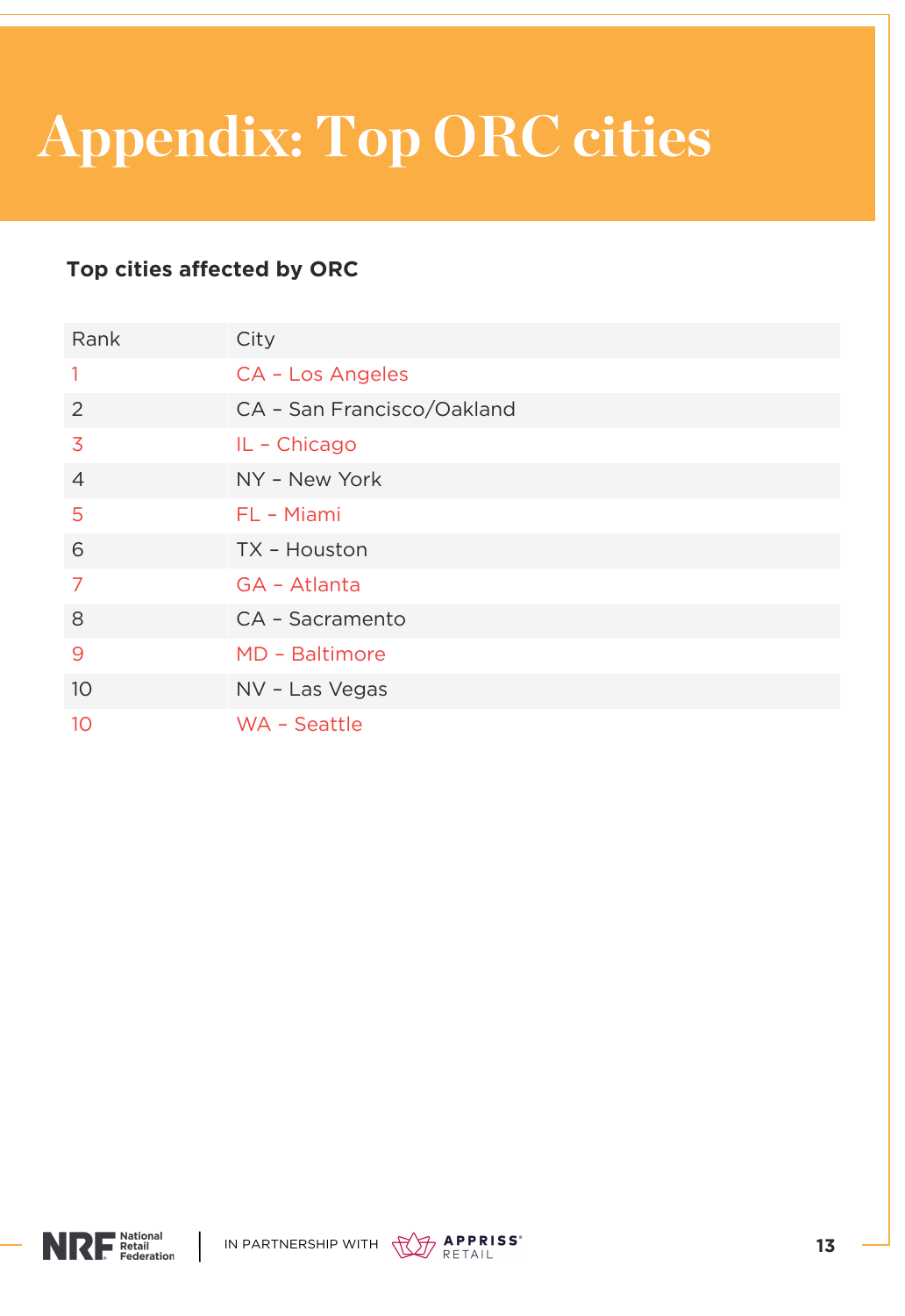# Appendix: Top ORC cities

**Top cities affected by ORC**

| Rank | City |
|---|---|
| 1 | CA – Los Angeles |
| 2 | CA – San Francisco/Oakland |
| 3 | IL – Chicago |
| 4 | NY – New York |
| 5 | FL – Miami |
| 6 | TX – Houston |
| 7 | GA – Atlanta |
| 8 | CA – Sacramento |
| 9 | MD – Baltimore |
| 10 | NV – Las Vegas |
| 10 | WA – Seattle |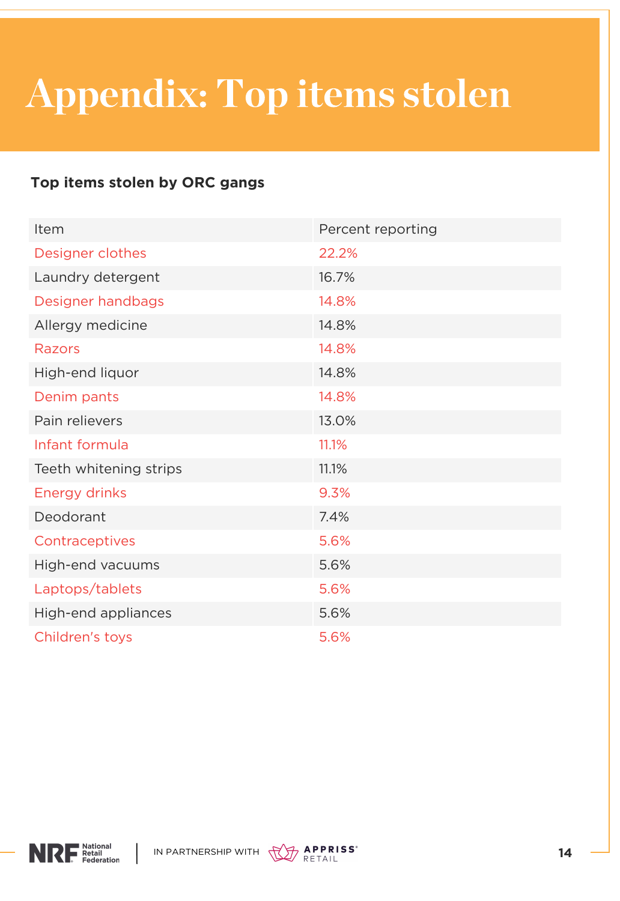# Appendix: Top items stolen

**Top items stolen by ORC gangs**

| Item | Percent reporting |
| --- | --- |
| Designer clothes | 22.2% |
| Laundry detergent | 16.7% |
| Designer handbags | 14.8% |
| Allergy medicine | 14.8% |
| Razors | 14.8% |
| High-end liquor | 14.8% |
| Denim pants | 14.8% |
| Pain relievers | 13.0% |
| Infant formula | 11.1% |
| Teeth whitening strips | 11.1% |
| Energy drinks | 9.3% |
| Deodorant | 7.4% |
| Contraceptives | 5.6% |
| High-end vacuums | 5.6% |
| Laptops/tablets | 5.6% |
| High-end appliances | 5.6% |
| Children's toys | 5.6% |